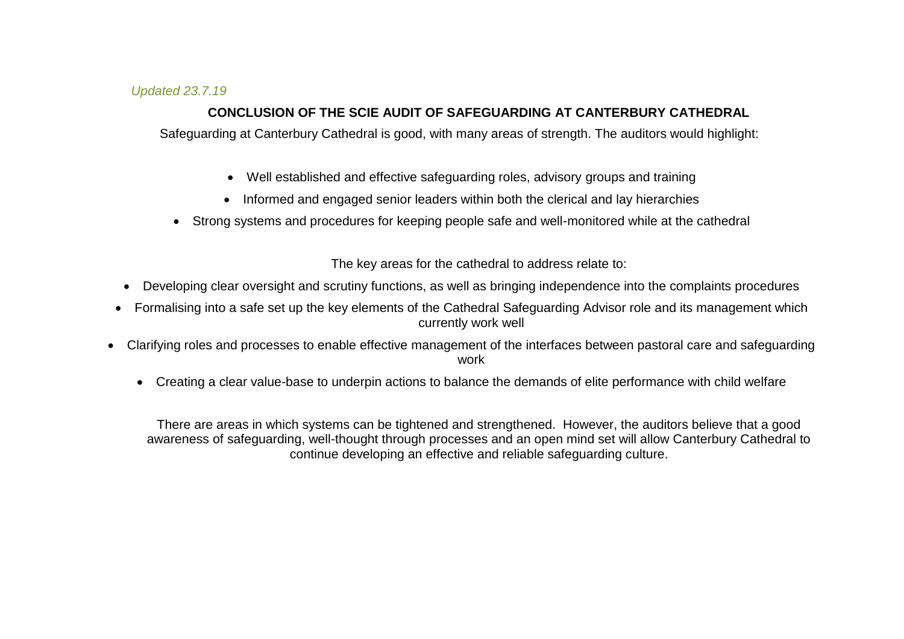*Updated 23.7.19*

## CONCLUSION OF THE SCIE AUDIT OF SAFEGUARDING AT CANTERBURY CATHEDRAL

Safeguarding at Canterbury Cathedral is good, with many areas of strength. The auditors would highlight:

- Well established and effective safeguarding roles, advisory groups and training
- Informed and engaged senior leaders within both the clerical and lay hierarchies
- Strong systems and procedures for keeping people safe and well-monitored while at the cathedral

The key areas for the cathedral to address relate to:

- Developing clear oversight and scrutiny functions, as well as bringing independence into the complaints procedures
- Formalising into a safe set up the key elements of the Cathedral Safeguarding Advisor role and its management which currently work well
- Clarifying roles and processes to enable effective management of the interfaces between pastoral care and safeguarding work
- Creating a clear value-base to underpin actions to balance the demands of elite performance with child welfare

There are areas in which systems can be tightened and strengthened. However, the auditors believe that a good awareness of safeguarding, well-thought through processes and an open mind set will allow Canterbury Cathedral to continue developing an effective and reliable safeguarding culture.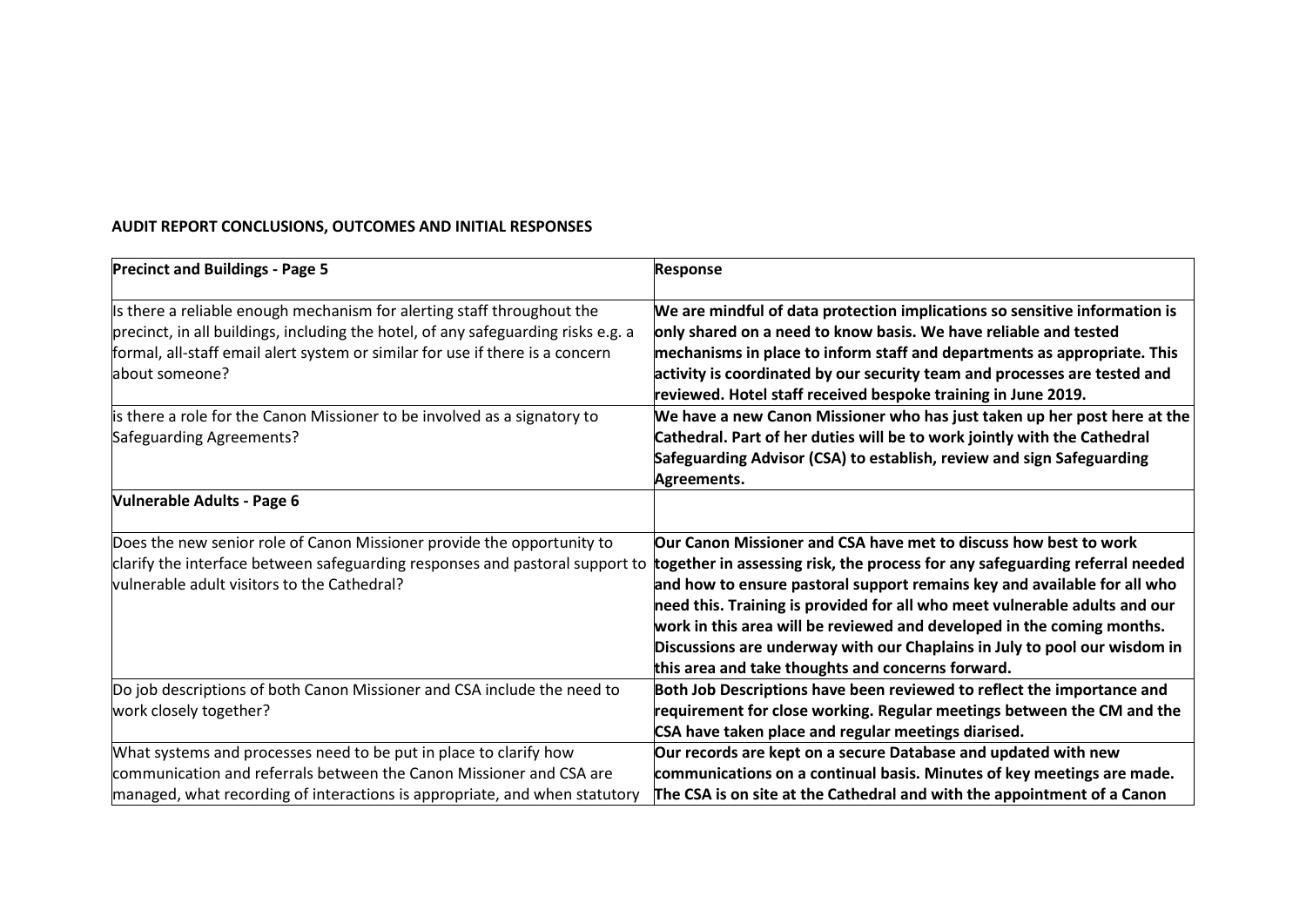**AUDIT REPORT CONCLUSIONS, OUTCOMES AND INITIAL RESPONSES**

| **Precinct and Buildings - Page 5** | **Response** |
|---|---|
| Is there a reliable enough mechanism for alerting staff throughout the precinct, in all buildings, including the hotel, of any safeguarding risks e.g. a formal, all-staff email alert system or similar for use if there is a concern about someone? | **We are mindful of data protection implications so sensitive information is only shared on a need to know basis. We have reliable and tested mechanisms in place to inform staff and departments as appropriate. This activity is coordinated by our security team and processes are tested and reviewed. Hotel staff received bespoke training in June 2019.** |
| is there a role for the Canon Missioner to be involved as a signatory to Safeguarding Agreements? | **We have a new Canon Missioner who has just taken up her post here at the Cathedral. Part of her duties will be to work jointly with the Cathedral Safeguarding Advisor (CSA) to establish, review and sign Safeguarding Agreements.** |
| **Vulnerable Adults - Page 6** | |
| Does the new senior role of Canon Missioner provide the opportunity to clarify the interface between safeguarding responses and pastoral support to vulnerable adult visitors to the Cathedral? | **Our Canon Missioner and CSA have met to discuss how best to work together in assessing risk, the process for any safeguarding referral needed and how to ensure pastoral support remains key and available for all who need this. Training is provided for all who meet vulnerable adults and our work in this area will be reviewed and developed in the coming months. Discussions are underway with our Chaplains in July to pool our wisdom in this area and take thoughts and concerns forward.** |
| Do job descriptions of both Canon Missioner and CSA include the need to work closely together? | **Both Job Descriptions have been reviewed to reflect the importance and requirement for close working. Regular meetings between the CM and the CSA have taken place and regular meetings diarised.** |
| What systems and processes need to be put in place to clarify how communication and referrals between the Canon Missioner and CSA are managed, what recording of interactions is appropriate, and when statutory | **Our records are kept on a secure Database and updated with new communications on a continual basis. Minutes of key meetings are made. The CSA is on site at the Cathedral and with the appointment of a Canon** |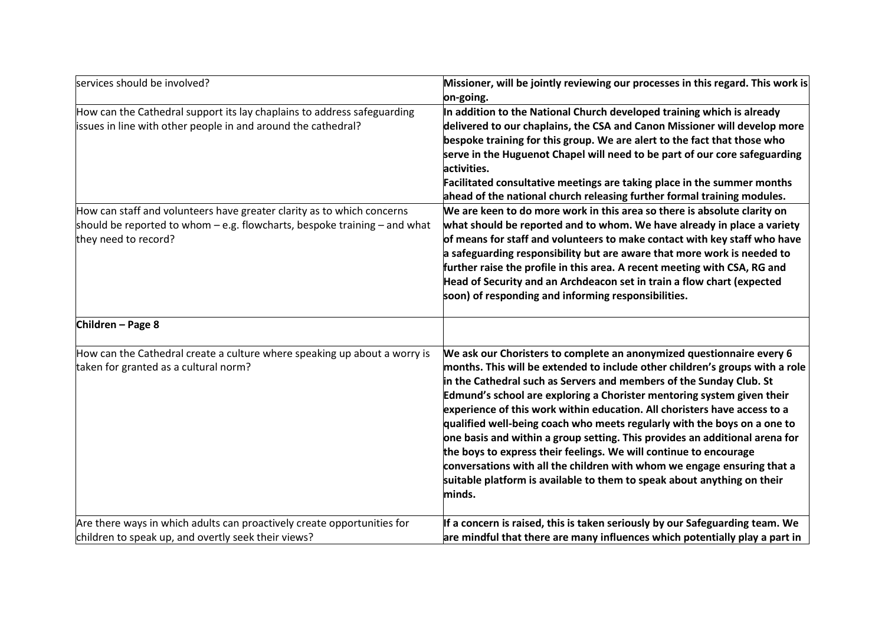| | |
|---|---|
| services should be involved? | **Missioner, will be jointly reviewing our processes in this regard. This work is on-going.** |
| How can the Cathedral support its lay chaplains to address safeguarding issues in line with other people in and around the cathedral? | **In addition to the National Church developed training which is already delivered to our chaplains, the CSA and Canon Missioner will develop more bespoke training for this group. We are alert to the fact that those who serve in the Huguenot Chapel will need to be part of our core safeguarding activities.** **Facilitated consultative meetings are taking place in the summer months ahead of the national church releasing further formal training modules.** |
| How can staff and volunteers have greater clarity as to which concerns should be reported to whom – e.g. flowcharts, bespoke training – and what they need to record? | **We are keen to do more work in this area so there is absolute clarity on what should be reported and to whom. We have already in place a variety of means for staff and volunteers to make contact with key staff who have a safeguarding responsibility but are aware that more work is needed to further raise the profile in this area. A recent meeting with CSA, RG and Head of Security and an Archdeacon set in train a flow chart (expected soon) of responding and informing responsibilities.** |
| **Children – Page 8** | |
| How can the Cathedral create a culture where speaking up about a worry is taken for granted as a cultural norm? | **We ask our Choristers to complete an anonymized questionnaire every 6 months. This will be extended to include other children's groups with a role in the Cathedral such as Servers and members of the Sunday Club. St Edmund's school are exploring a Chorister mentoring system given their experience of this work within education. All choristers have access to a qualified well-being coach who meets regularly with the boys on a one to one basis and within a group setting. This provides an additional arena for the boys to express their feelings. We will continue to encourage conversations with all the children with whom we engage ensuring that a suitable platform is available to them to speak about anything on their minds.** |
| Are there ways in which adults can proactively create opportunities for children to speak up, and overtly seek their views? | **If a concern is raised, this is taken seriously by our Safeguarding team. We are mindful that there are many influences which potentially play a part in** |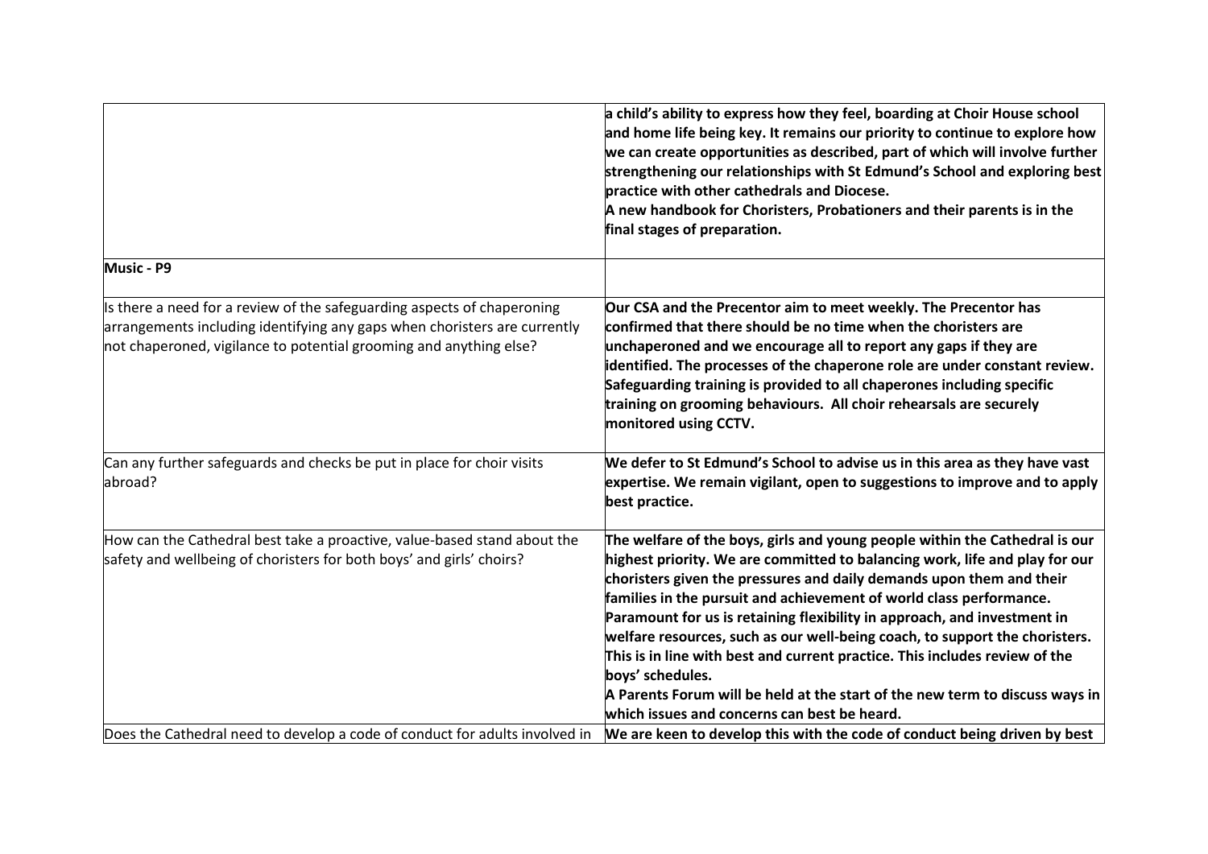| | |
|---|---|
| | **a child's ability to express how they feel, boarding at Choir House school and home life being key. It remains our priority to continue to explore how we can create opportunities as described, part of which will involve further strengthening our relationships with St Edmund's School and exploring best practice with other cathedrals and Diocese.** **A new handbook for Choristers, Probationers and their parents is in the final stages of preparation.** |
| **Music - P9** | |
| Is there a need for a review of the safeguarding aspects of chaperoning arrangements including identifying any gaps when choristers are currently not chaperoned, vigilance to potential grooming and anything else? | **Our CSA and the Precentor aim to meet weekly. The Precentor has confirmed that there should be no time when the choristers are unchaperoned and we encourage all to report any gaps if they are identified. The processes of the chaperone role are under constant review. Safeguarding training is provided to all chaperones including specific training on grooming behaviours. All choir rehearsals are securely monitored using CCTV.** |
| Can any further safeguards and checks be put in place for choir visits abroad? | **We defer to St Edmund's School to advise us in this area as they have vast expertise. We remain vigilant, open to suggestions to improve and to apply best practice.** |
| How can the Cathedral best take a proactive, value-based stand about the safety and wellbeing of choristers for both boys' and girls' choirs? | **The welfare of the boys, girls and young people within the Cathedral is our highest priority. We are committed to balancing work, life and play for our choristers given the pressures and daily demands upon them and their families in the pursuit and achievement of world class performance. Paramount for us is retaining flexibility in approach, and investment in welfare resources, such as our well-being coach, to support the choristers. This is in line with best and current practice. This includes review of the boys' schedules.** **A Parents Forum will be held at the start of the new term to discuss ways in which issues and concerns can best be heard.** |
| Does the Cathedral need to develop a code of conduct for adults involved in | **We are keen to develop this with the code of conduct being driven by best** |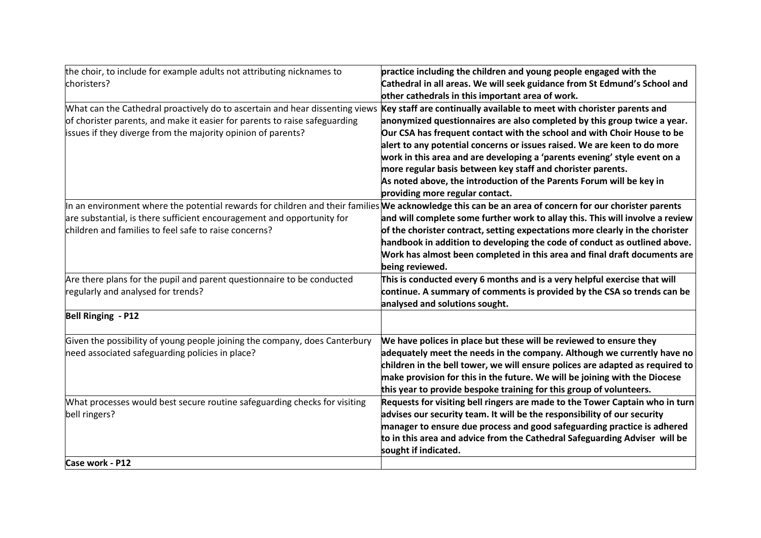| | |
|---|---|
| the choir, to include for example adults not attributing nicknames to choristers? | **practice including the children and young people engaged with the Cathedral in all areas. We will seek guidance from St Edmund's School and other cathedrals in this important area of work.** |
| What can the Cathedral proactively do to ascertain and hear dissenting views of chorister parents, and make it easier for parents to raise safeguarding issues if they diverge from the majority opinion of parents? | **Key staff are continually available to meet with chorister parents and anonymized questionnaires are also completed by this group twice a year. Our CSA has frequent contact with the school and with Choir House to be alert to any potential concerns or issues raised. We are keen to do more work in this area and are developing a 'parents evening' style event on a more regular basis between key staff and chorister parents. As noted above, the introduction of the Parents Forum will be key in providing more regular contact.** |
| In an environment where the potential rewards for children and their families are substantial, is there sufficient encouragement and opportunity for children and families to feel safe to raise concerns? | **We acknowledge this can be an area of concern for our chorister parents and will complete some further work to allay this. This will involve a review of the chorister contract, setting expectations more clearly in the chorister handbook in addition to developing the code of conduct as outlined above. Work has almost been completed in this area and final draft documents are being reviewed.** |
| Are there plans for the pupil and parent questionnaire to be conducted regularly and analysed for trends? | **This is conducted every 6 months and is a very helpful exercise that will continue. A summary of comments is provided by the CSA so trends can be analysed and solutions sought.** |
| **Bell Ringing - P12** | |
| Given the possibility of young people joining the company, does Canterbury need associated safeguarding policies in place? | **We have polices in place but these will be reviewed to ensure they adequately meet the needs in the company. Although we currently have no children in the bell tower, we will ensure polices are adapted as required to make provision for this in the future. We will be joining with the Diocese this year to provide bespoke training for this group of volunteers.** |
| What processes would best secure routine safeguarding checks for visiting bell ringers? | **Requests for visiting bell ringers are made to the Tower Captain who in turn advises our security team. It will be the responsibility of our security manager to ensure due process and good safeguarding practice is adhered to in this area and advice from the Cathedral Safeguarding Adviser will be sought if indicated.** |
| **Case work - P12** | |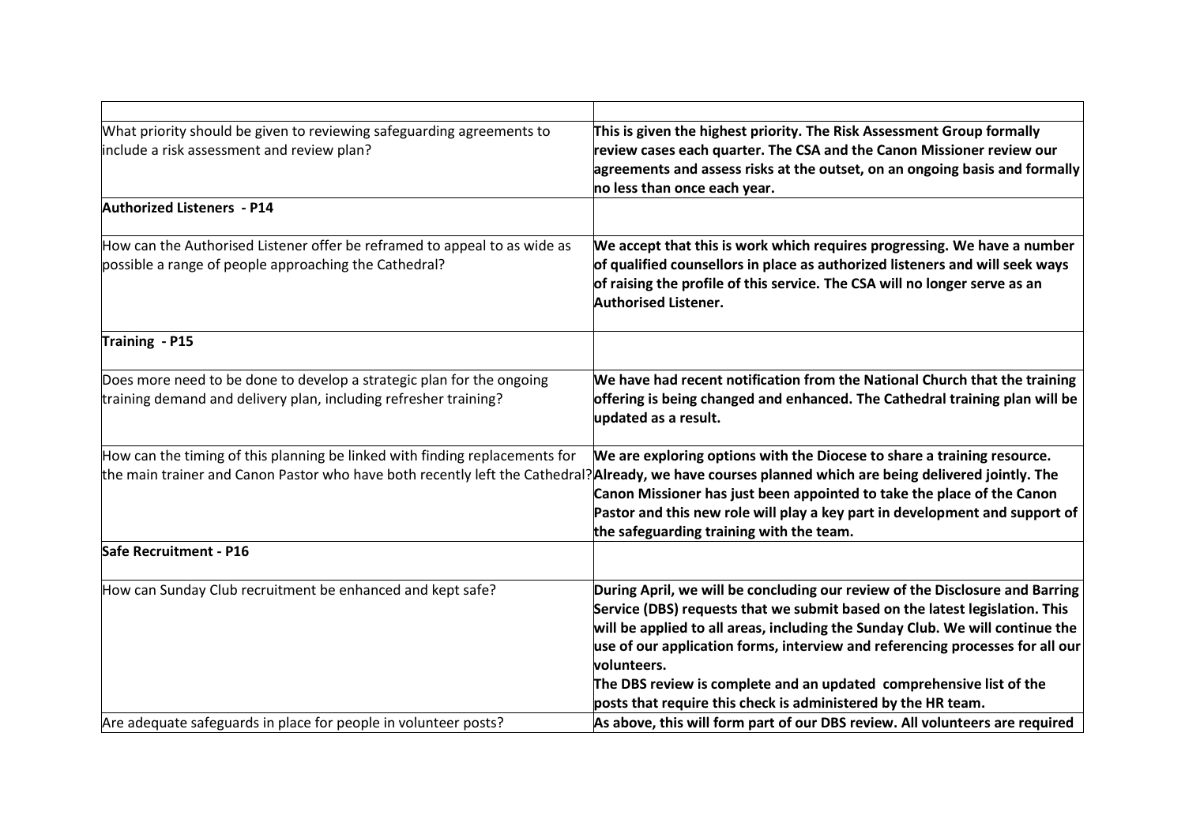| | |
|---|---|
| What priority should be given to reviewing safeguarding agreements to include a risk assessment and review plan? | **This is given the highest priority. The Risk Assessment Group formally review cases each quarter. The CSA and the Canon Missioner review our agreements and assess risks at the outset, on an ongoing basis and formally no less than once each year.** |
| **Authorized Listeners - P14** | |
| How can the Authorised Listener offer be reframed to appeal to as wide as possible a range of people approaching the Cathedral? | **We accept that this is work which requires progressing. We have a number of qualified counsellors in place as authorized listeners and will seek ways of raising the profile of this service. The CSA will no longer serve as an Authorised Listener.** |
| **Training - P15** | |
| Does more need to be done to develop a strategic plan for the ongoing training demand and delivery plan, including refresher training? | **We have had recent notification from the National Church that the training offering is being changed and enhanced. The Cathedral training plan will be updated as a result.** |
| How can the timing of this planning be linked with finding replacements for the main trainer and Canon Pastor who have both recently left the Cathedral? | **We are exploring options with the Diocese to share a training resource. Already, we have courses planned which are being delivered jointly. The Canon Missioner has just been appointed to take the place of the Canon Pastor and this new role will play a key part in development and support of the safeguarding training with the team.** |
| **Safe Recruitment - P16** | |
| How can Sunday Club recruitment be enhanced and kept safe? | **During April, we will be concluding our review of the Disclosure and Barring Service (DBS) requests that we submit based on the latest legislation. This will be applied to all areas, including the Sunday Club. We will continue the use of our application forms, interview and referencing processes for all our volunteers.**<br>**The DBS review is complete and an updated comprehensive list of the posts that require this check is administered by the HR team.** |
| Are adequate safeguards in place for people in volunteer posts? | **As above, this will form part of our DBS review. All volunteers are required** |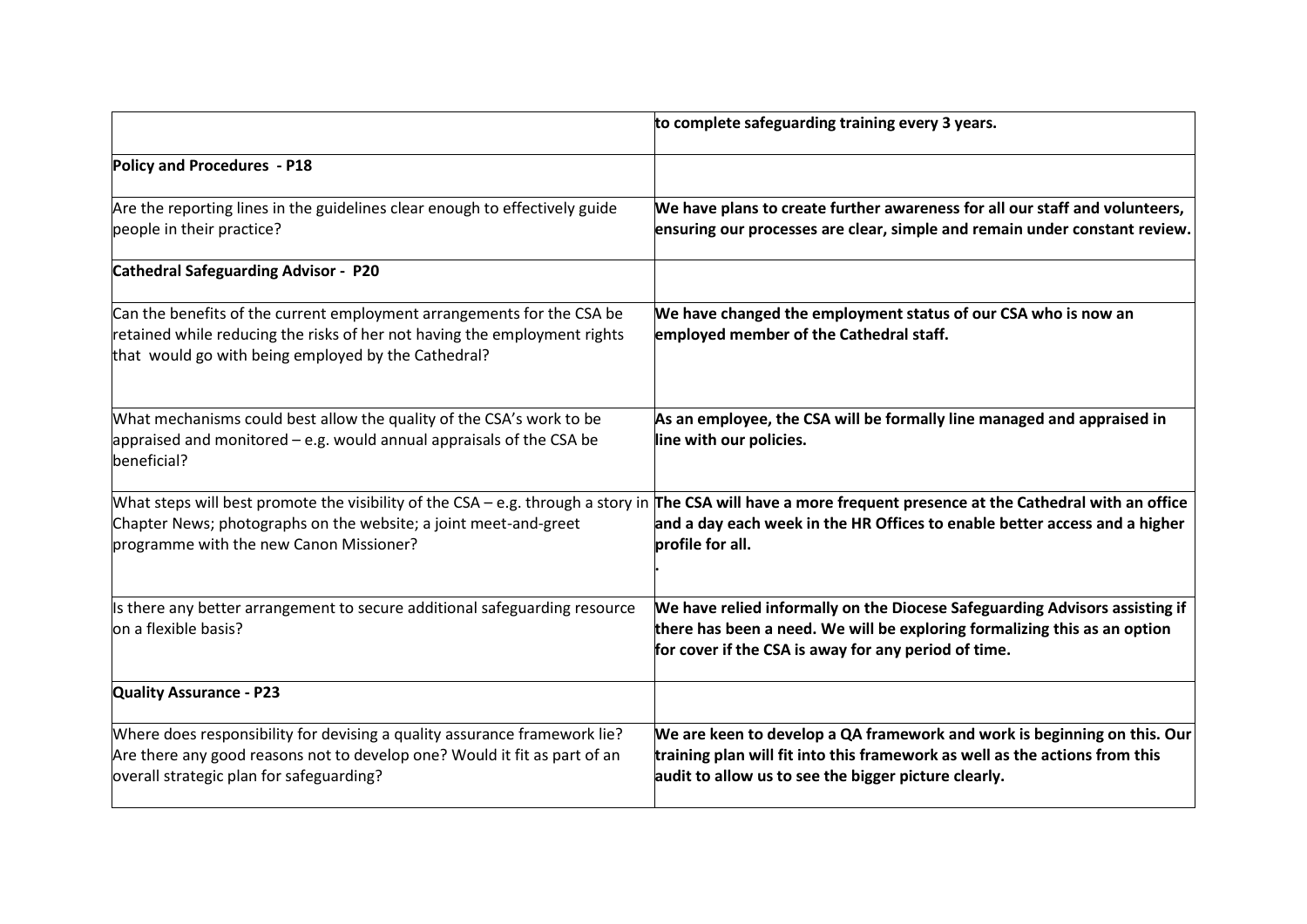| | |
|---|---|
| | **to complete safeguarding training every 3 years.** |
| **Policy and Procedures - P18** | |
| Are the reporting lines in the guidelines clear enough to effectively guide people in their practice? | **We have plans to create further awareness for all our staff and volunteers, ensuring our processes are clear, simple and remain under constant review.** |
| **Cathedral Safeguarding Advisor - P20** | |
| Can the benefits of the current employment arrangements for the CSA be retained while reducing the risks of her not having the employment rights that would go with being employed by the Cathedral? | **We have changed the employment status of our CSA who is now an employed member of the Cathedral staff.** |
| What mechanisms could best allow the quality of the CSA's work to be appraised and monitored – e.g. would annual appraisals of the CSA be beneficial? | **As an employee, the CSA will be formally line managed and appraised in line with our policies.** |
| What steps will best promote the visibility of the CSA – e.g. through a story in Chapter News; photographs on the website; a joint meet-and-greet programme with the new Canon Missioner? | **The CSA will have a more frequent presence at the Cathedral with an office and a day each week in the HR Offices to enable better access and a higher profile for all.** **.** |
| Is there any better arrangement to secure additional safeguarding resource on a flexible basis? | **We have relied informally on the Diocese Safeguarding Advisors assisting if there has been a need. We will be exploring formalizing this as an option for cover if the CSA is away for any period of time.** |
| **Quality Assurance - P23** | |
| Where does responsibility for devising a quality assurance framework lie? Are there any good reasons not to develop one? Would it fit as part of an overall strategic plan for safeguarding? | **We are keen to develop a QA framework and work is beginning on this. Our training plan will fit into this framework as well as the actions from this audit to allow us to see the bigger picture clearly.** |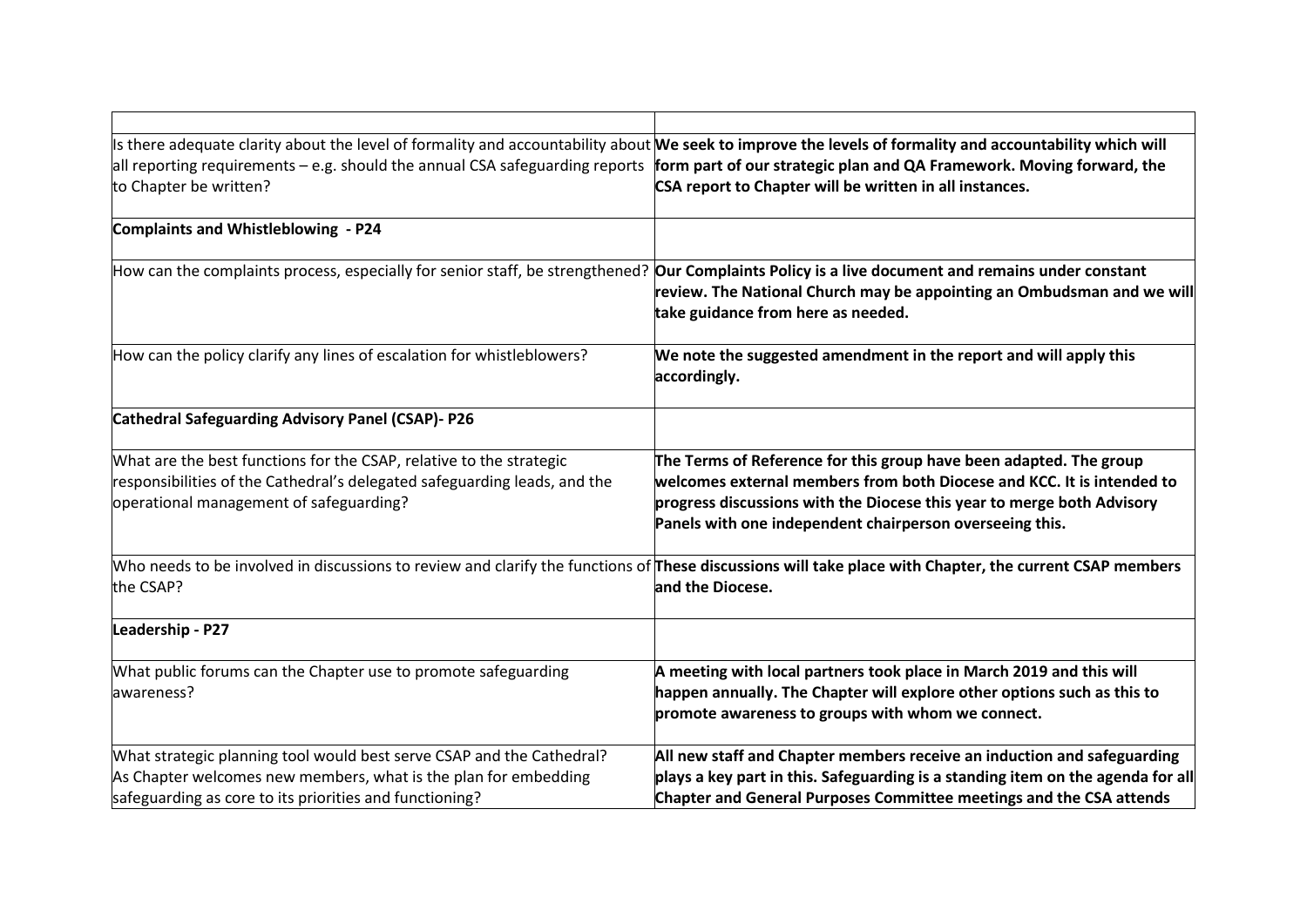| | |
|---|---|
| Is there adequate clarity about the level of formality and accountability about all reporting requirements – e.g. should the annual CSA safeguarding reports to Chapter be written? | **We seek to improve the levels of formality and accountability which will form part of our strategic plan and QA Framework. Moving forward, the CSA report to Chapter will be written in all instances.** |
| **Complaints and Whistleblowing - P24** | |
| How can the complaints process, especially for senior staff, be strengthened? | **Our Complaints Policy is a live document and remains under constant review. The National Church may be appointing an Ombudsman and we will take guidance from here as needed.** |
| How can the policy clarify any lines of escalation for whistleblowers? | **We note the suggested amendment in the report and will apply this accordingly.** |
| **Cathedral Safeguarding Advisory Panel (CSAP)- P26** | |
| What are the best functions for the CSAP, relative to the strategic responsibilities of the Cathedral's delegated safeguarding leads, and the operational management of safeguarding? | **The Terms of Reference for this group have been adapted. The group welcomes external members from both Diocese and KCC. It is intended to progress discussions with the Diocese this year to merge both Advisory Panels with one independent chairperson overseeing this.** |
| Who needs to be involved in discussions to review and clarify the functions of the CSAP? | **These discussions will take place with Chapter, the current CSAP members and the Diocese.** |
| **Leadership - P27** | |
| What public forums can the Chapter use to promote safeguarding awareness? | **A meeting with local partners took place in March 2019 and this will happen annually. The Chapter will explore other options such as this to promote awareness to groups with whom we connect.** |
| What strategic planning tool would best serve CSAP and the Cathedral? As Chapter welcomes new members, what is the plan for embedding safeguarding as core to its priorities and functioning? | **All new staff and Chapter members receive an induction and safeguarding plays a key part in this. Safeguarding is a standing item on the agenda for all Chapter and General Purposes Committee meetings and the CSA attends** |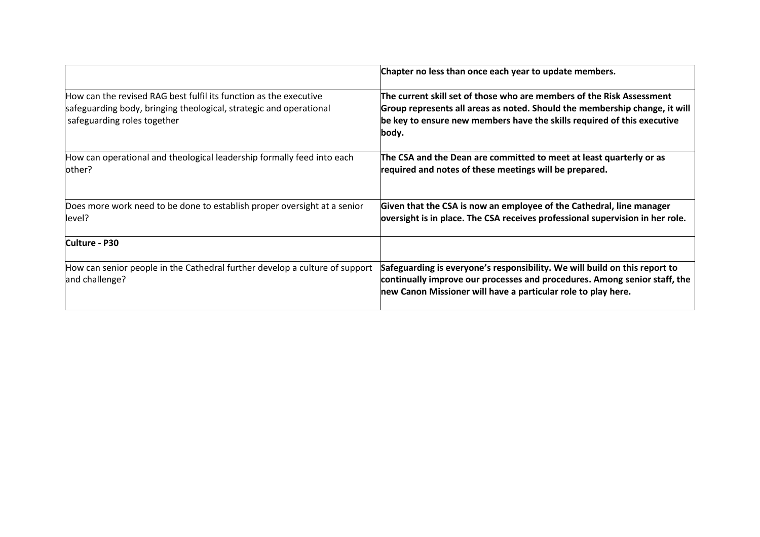| | |
|---|---|
| | **Chapter no less than once each year to update members.** |
| How can the revised RAG best fulfil its function as the executive safeguarding body, bringing theological, strategic and operational safeguarding roles together | **The current skill set of those who are members of the Risk Assessment Group represents all areas as noted. Should the membership change, it will be key to ensure new members have the skills required of this executive body.** |
| How can operational and theological leadership formally feed into each other? | **The CSA and the Dean are committed to meet at least quarterly or as required and notes of these meetings will be prepared.** |
| Does more work need to be done to establish proper oversight at a senior level? | **Given that the CSA is now an employee of the Cathedral, line manager oversight is in place. The CSA receives professional supervision in her role.** |
| **Culture - P30** | |
| How can senior people in the Cathedral further develop a culture of support and challenge? | **Safeguarding is everyone's responsibility. We will build on this report to continually improve our processes and procedures. Among senior staff, the new Canon Missioner will have a particular role to play here.** |